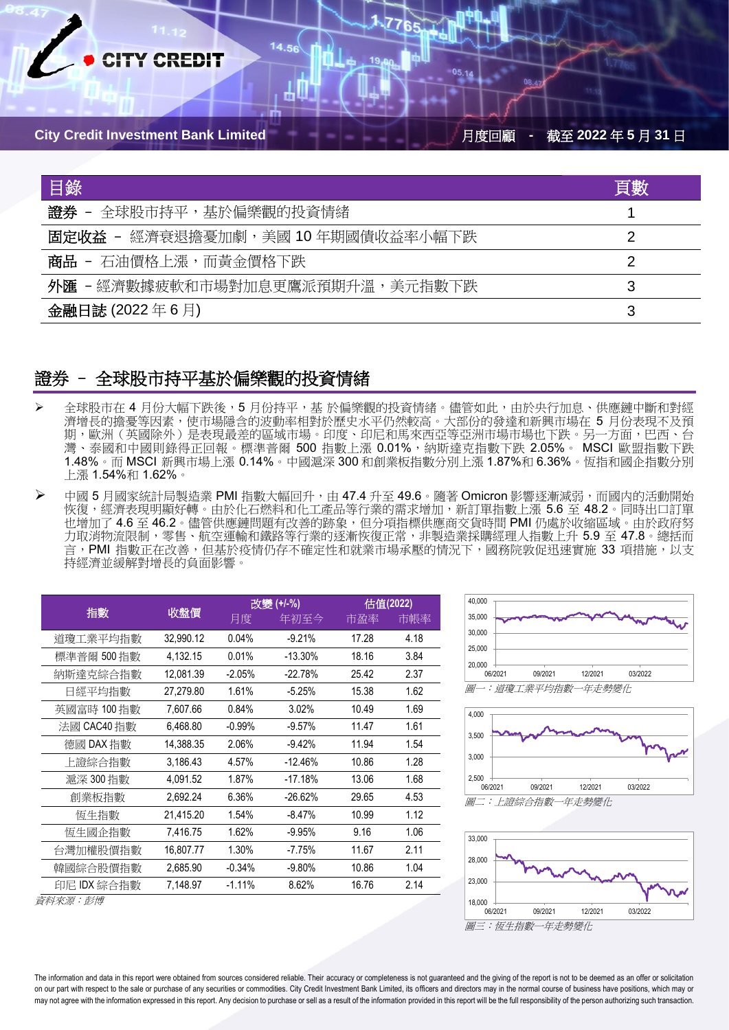City Credit Investment Bank Limited

月度回顧 - 截至 2022 年 5 月 31 日

| 目錄 | 頁數 |
|---|---|
| **證券** – 全球股市持平，基於偏樂觀的投資情緒 | 1 |
| **固定收益** – 經濟衰退擔憂加劇，美國 10 年期國債收益率小幅下跌 | 2 |
| **商品** – 石油價格上漲，而黃金價格下跌 | 2 |
| **外匯** –經濟數據疲軟和市場對加息更鷹派預期升溫，美元指數下跌 | 3 |
| **金融日誌** (2022 年 6 月) | 3 |

## 證券 – 全球股市持平基於偏樂觀的投資情緒

- 全球股市在 4 月份大幅下跌後，5 月份持平，基 於偏樂觀的投資情緒。儘管如此，由於央行加息、供應鏈中斷和對經濟增長的擔憂等因素，使市場隱含的波動率相對於歷史水平仍然較高。大部份的發達和新興市場在 5 月份表現不及預期，歐洲（英國除外）是表現最差的區域市場。印度、印尼和馬來西亞等亞洲市場市場也下跌。另一方面，巴西、台灣、泰國和中國則錄得正回報。標準普爾 500 指數上漲 0.01%，納斯達克指數下跌 2.05%。 MSCI 歐盟指數下跌 1.48%。而 MSCI 新興市場上漲 0.14%。中國滬深 300 和創業板指數分別上漲 1.87%和 6.36%。恆指和國企指數分別上漲 1.54%和 1.62%。

- 中國 5 月國家統計局製造業 PMI 指數大幅回升，由 47.4 升至 49.6。隨著 Omicron 影響逐漸減弱，而國內的活動開始恢復，經濟表現明顯好轉。由於化石燃料和化工產品等行業的需求增加，新訂單指數上漲 5.6 至 48.2。同時出口訂單也增加了 4.6 至 46.2。儘管供應鏈問題有改善的跡象，但分項指標供應商交貨時間 PMI 仍處於收縮區域。由於政府努力取消物流限制，零售、航空運輸和鐵路等行業的逐漸恢復正常，非製造業採購經理人指數上升 5.9 至 47.8。總括而言，PMI 指數正在改善，但基於疫情仍存不確定性和就業市場承壓的情況下，國務院敦促迅速實施 33 項措施，以支持經濟並緩解對增長的負面影響。

| 指數 | 收盤價 | 改變 (+/-%) | | 估值(2022) | |
|---|---|---|---|---|---|
| | | 月度 | 年初至今 | 市盈率 | 市帳率 |
| 道瓊工業平均指數 | 32,990.12 | 0.04% | -9.21% | 17.28 | 4.18 |
| 標準普爾 500 指數 | 4,132.15 | 0.01% | -13.30% | 18.16 | 3.84 |
| 納斯達克綜合指數 | 12,081.39 | -2.05% | -22.78% | 25.42 | 2.37 |
| 日經平均指數 | 27,279.80 | 1.61% | -5.25% | 15.38 | 1.62 |
| 英國富時 100 指數 | 7,607.66 | 0.84% | 3.02% | 10.49 | 1.69 |
| 法國 CAC40 指數 | 6,468.80 | -0.99% | -9.57% | 11.47 | 1.61 |
| 德國 DAX 指數 | 14,388.35 | 2.06% | -9.42% | 11.94 | 1.54 |
| 上證綜合指數 | 3,186.43 | 4.57% | -12.46% | 10.86 | 1.28 |
| 滬深 300 指數 | 4,091.52 | 1.87% | -17.18% | 13.06 | 1.68 |
| 創業板指數 | 2,692.24 | 6.36% | -26.62% | 29.65 | 4.53 |
| 恆生指數 | 21,415.20 | 1.54% | -8.47% | 10.99 | 1.12 |
| 恆生國企指數 | 7,416.75 | 1.62% | -9.95% | 9.16 | 1.06 |
| 台灣加權股價指數 | 16,807.77 | 1.30% | -7.75% | 11.67 | 2.11 |
| 韓國綜合股價指數 | 2,685.90 | -0.34% | -9.80% | 10.86 | 1.04 |
| 印尼 IDX 綜合指數 | 7,148.97 | -1.11% | 8.62% | 16.76 | 2.14 |

*資料來源：彭博*

*圖一：道瓊工業平均指數一年走勢變化*

*圖二：上證綜合指數一年走勢變化*

*圖三：恆生指數一年走勢變化*

The information and data in this report were obtained from sources considered reliable. Their accuracy or completeness is not guaranteed and the giving of the report is not to be deemed as an offer or solicitation on our part with respect to the sale or purchase of any securities or commodities. City Credit Investment Bank Limited, its officers and directors may in the normal course of business have positions, which may or may not agree with the information expressed in this report. Any decision to purchase or sell as a result of the information provided in this report will be the full responsibility of the person authorizing such transaction.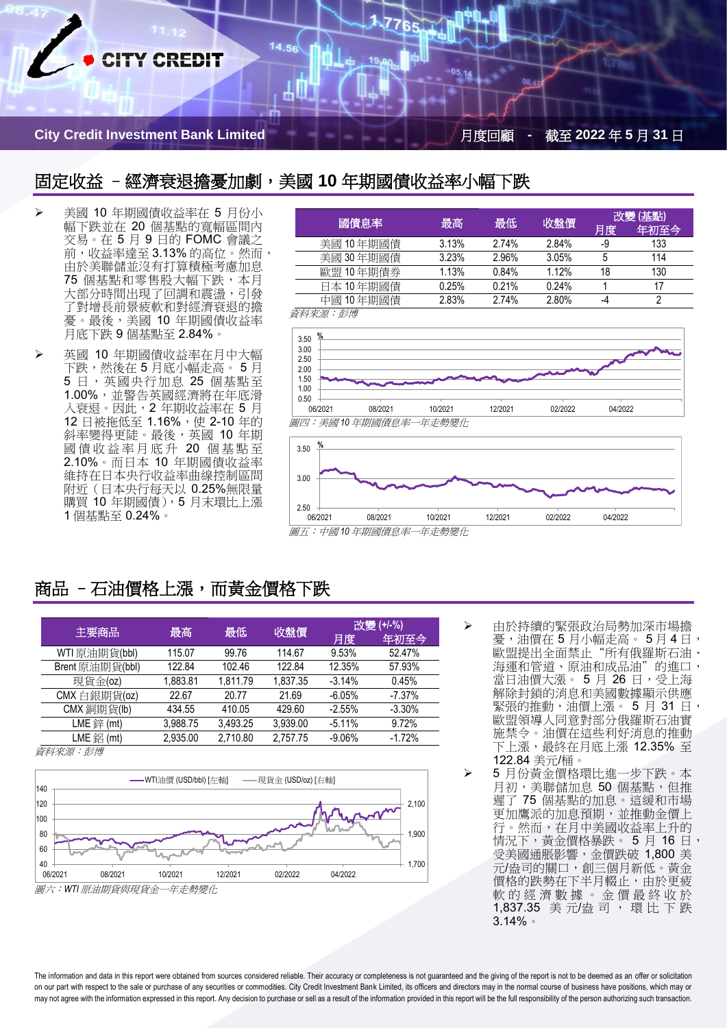## 固定收益 – 經濟衰退擔憂加劇，美國 10 年期國債收益率小幅下跌

- 美國 10 年期國債收益率在 5 月份小幅下跌並在 20 個基點的寬幅區間內交易。在 5 月 9 日的 FOMC 會議之前，收益率達至 3.13% 的高位。然而，由於美聯儲並沒有打算積極考慮加息 75 個基點和零售股大幅下跌，本月大部分時間出現了回調和震盪，引發了對增長前景疲軟和對經濟衰退的擔憂。最後，美國 10 年期國債收益率月底下跌 9 個基點至 2.84%。
- 英國 10 年期國債收益率在月中大幅下跌，然後在 5 月底小幅走高。 5 月 5 日，英國央行加息 25 個基點至 1.00%，並警告英國經濟將在年底滑入衰退。因此，2 年期收益率在 5 月 12 日被拖低至 1.16%，使 2-10 年的斜率變得更陡。最後，英國 10 年期國債收益率月底升 20 個基點至 2.10%。而日本 10 年期國債收益率維持在日本央行收益率曲線控制區間附近（日本央行每天以 0.25%無限量購買 10 年期國債），5 月末環比上漲 1 個基點至 0.24%。

| 國債息率 | 最高 | 最低 | 收盤價 | 改變 (基點) | |
|---|---|---|---|---|---|
| | | | | 月度 | 年初至今 |
| 美國 10 年期國債 | 3.13% | 2.74% | 2.84% | -9 | 133 |
| 美國 30 年期國債 | 3.23% | 2.96% | 3.05% | 5 | 114 |
| 歐盟 10 年期債券 | 1.13% | 0.84% | 1.12% | 18 | 130 |
| 日本 10 年期國債 | 0.25% | 0.21% | 0.24% | 1 | 17 |
| 中國 10 年期國債 | 2.83% | 2.74% | 2.80% | -4 | 2 |

*資料來源：彭博*

*圖四：美國 10 年期國債息率一年走勢變化*

*圖五：中國 10 年期國債息率一年走勢變化*

## 商品 – 石油價格上漲，而黃金價格下跌

| 主要商品 | 最高 | 最低 | 收盤價 | 改變 (+/-%) | |
|---|---|---|---|---|---|
| | | | | 月度 | 年初至今 |
| WTI 原油期貨(bbl) | 115.07 | 99.76 | 114.67 | 9.53% | 52.47% |
| Brent 原油期貨(bbl) | 122.84 | 102.46 | 122.84 | 12.35% | 57.93% |
| 現貨金(oz) | 1,883.81 | 1,811.79 | 1,837.35 | -3.14% | 0.45% |
| CMX 白銀期貨(oz) | 22.67 | 20.77 | 21.69 | -6.05% | -7.37% |
| CMX 銅期貨(lb) | 434.55 | 410.05 | 429.60 | -2.55% | -3.30% |
| LME 鋅 (mt) | 3,988.75 | 3,493.25 | 3,939.00 | -5.11% | 9.72% |
| LME 鋁 (mt) | 2,935.00 | 2,710.80 | 2,757.75 | -9.06% | -1.72% |

*資料來源：彭博*

*圖六：WTI 原油期貨與現貨金一年走勢變化*

- 由於持續的緊張政治局勢加深市場擔憂，油價在 5 月小幅走高。 5 月 4 日，歐盟提出全面禁止 "所有俄羅斯石油、海運和管道、原油和成品油" 的進口，當日油價大漲。 5 月 26 日，受上海解除封鎖的消息和美國數據顯示供應緊張的推動，油價上漲。 5 月 31 日，歐盟領導人同意對部分俄羅斯石油實施禁令。油價在這些利好消息的推動下上漲，最終在月底上漲 12.35% 至 122.84 美元/桶。
- 5 月份黃金價格環比進一步下跌。本月初，美聯儲加息 50 個基點，但推遲了 75 個基點的加息。這緩和市場更加鷹派的加息預期，並推動金價上行。然而，在月中美國收益率上升的情況下，黃金價格暴跌。 5 月 16 日，受美國通脹影響，金價跌破 1,800 美元/盎司的關口，創三個月新低。黃金價格的跌勢在下半月輟止，由於更疲軟的經濟數據。金價最終收於 1,837.35 美元/盎司，環比下跌 3.14%。

The information and data in this report were obtained from sources considered reliable. Their accuracy or completeness is not guaranteed and the giving of the report is not to be deemed as an offer or solicitation on our part with respect to the sale or purchase of any securities or commodities. City Credit Investment Bank Limited, its officers and directors may in the normal course of business have positions, which may or may not agree with the information expressed in this report. Any decision to purchase or sell as a result of the information provided in this report will be the full responsibility of the person authorizing such transaction.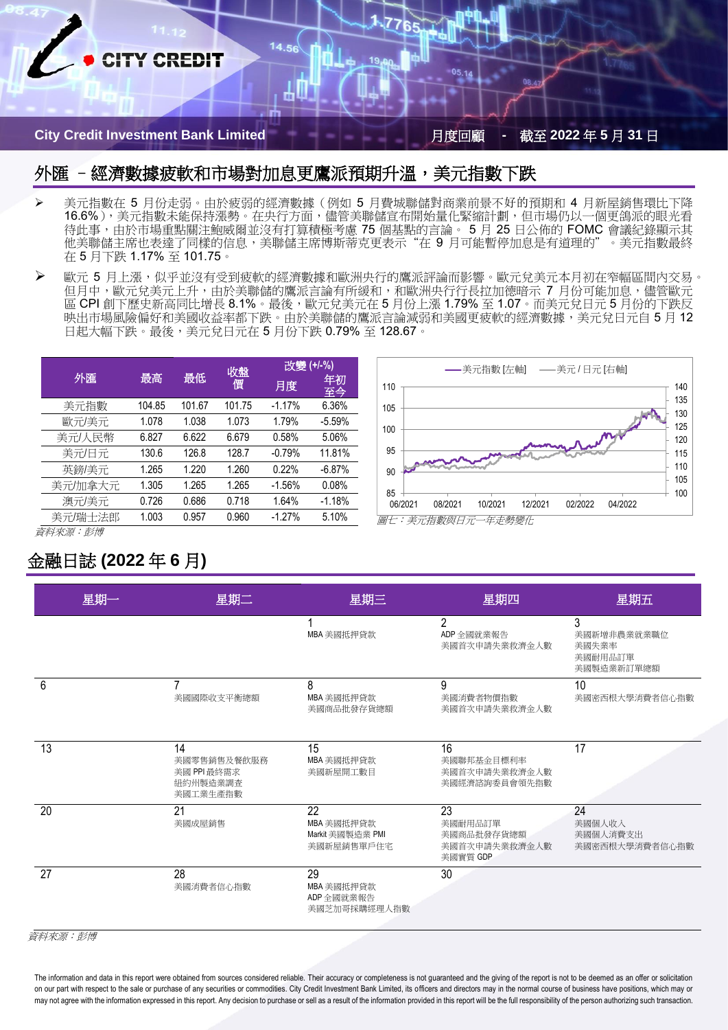# 外匯 – 經濟數據疲軟和市場對加息更鷹派預期升溫，美元指數下跌

- 美元指數在 5 月份走弱。由於疲弱的經濟數據（例如 5 月費城聯儲對商業前景不好的預期和 4 月新屋銷售環比下降 16.6%），美元指數未能保持漲勢。在央行方面，儘管美聯儲宣布開始量化緊縮計劃，但市場仍以一個更鴿派的眼光看待此事，由於市場重點關注鮑威爾並沒有打算積極考慮 75 個基點的言論。 5 月 25 日公佈的 FOMC 會議紀錄顯示其他美聯儲主席也表達了同樣的信息，美聯儲主席博斯蒂克更表示"在 9 月可能暫停加息是有道理的"。美元指數最終在 5 月下跌 1.17% 至 101.75。
- 歐元 5 月上漲，似乎並沒有受到疲軟的經濟數據和歐洲央行的鷹派評論而影響。歐元兌美元本月初在窄幅區間內交易。但月中，歐元兌美元上升，由於美聯儲的鷹派言論有所緩和，和歐洲央行行長拉加德暗示 7 月份可能加息，儘管歐元區 CPI 創下歷史新高同比增長 8.1%。最後，歐元兌美元在 5 月份上漲 1.79% 至 1.07。而美元兌日元 5 月份的下跌反映出市場風險偏好和美國收益率都下跌。由於美聯儲的鷹派言論減弱和美國更疲軟的經濟數據，美元兌日元自 5 月 12 日起大幅下跌。最後，美元兌日元在 5 月份下跌 0.79% 至 128.67。

| 外匯 | 最高 | 最低 | 收盤價 | 改變 (+/-%) | |
|---|---|---|---|---|---|
| | | | | 月度 | 年初至今 |
| 美元指數 | 104.85 | 101.67 | 101.75 | -1.17% | 6.36% |
| 歐元/美元 | 1.078 | 1.038 | 1.073 | 1.79% | -5.59% |
| 美元/人民幣 | 6.827 | 6.622 | 6.679 | 0.58% | 5.06% |
| 美元/日元 | 130.6 | 126.8 | 128.7 | -0.79% | 11.81% |
| 英鎊/美元 | 1.265 | 1.220 | 1.260 | 0.22% | -6.87% |
| 美元/加拿大元 | 1.305 | 1.265 | 1.265 | -1.56% | 0.08% |
| 澳元/美元 | 0.726 | 0.686 | 0.718 | 1.64% | -1.18% |
| 美元/瑞士法郎 | 1.003 | 0.957 | 0.960 | -1.27% | 5.10% |

*資料來源：彭博*

美元指數 [左軸]　美元 / 日元 [右軸]

110 105 100 95 90 85

140 135 130 125 120 115 110 105 100

06/2021 08/2021 10/2021 12/2021 02/2022 04/2022

*圖七：美元指數與日元一年走勢變化*

# 金融日誌 (2022 年 6 月)

| 星期一 | 星期二 | 星期三 | 星期四 | 星期五 |
|---|---|---|---|---|
| | | 1<br>MBA 美國抵押貸款 | 2<br>ADP 全國就業報告<br>美國首次申請失業救濟金人數 | 3<br>美國新增非農業就業職位<br>美國失業率<br>美國耐用品訂單<br>美國製造業新訂單總額 |
| 6 | 7<br>美國國際收支平衡總額 | 8<br>MBA 美國抵押貸款<br>美國商品批發存貨總額 | 9<br>美國消費者物價指數<br>美國首次申請失業救濟金人數 | 10<br>美國密西根大學消費者信心指數 |
| 13 | 14<br>美國零售銷售及餐飲服務<br>美國 PPI 最終需求<br>紐約州製造業調查<br>美國工業生產指數 | 15<br>MBA 美國抵押貸款<br>美國新屋開工數目 | 16<br>美國聯邦基金目標利率<br>美國首次申請失業救濟金人數<br>美國經濟諮詢委員會領先指數 | 17 |
| 20 | 21<br>美國成屋銷售 | 22<br>MBA 美國抵押貸款<br>Markit 美國製造業 PMI<br>美國新屋銷售單戶住宅 | 23<br>美國耐用品訂單<br>美國商品批發存貨總額<br>美國首次申請失業救濟金人數<br>美國實質 GDP | 24<br>美國個人收入<br>美國個人消費支出<br>美國密西根大學消費者信心指數 |
| 27 | 28<br>美國消費者信心指數 | 29<br>MBA 美國抵押貸款<br>ADP 全國就業報告<br>美國芝加哥採購經理人指數 | 30 | |

*資料來源：彭博*

The information and data in this report were obtained from sources considered reliable. Their accuracy or completeness is not guaranteed and the giving of the report is not to be deemed as an offer or solicitation on our part with respect to the sale or purchase of any securities or commodities. City Credit Investment Bank Limited, its officers and directors may in the normal course of business have positions, which may or may not agree with the information expressed in this report. Any decision to purchase or sell as a result of the information provided in this report will be the full responsibility of the person authorizing such transaction.